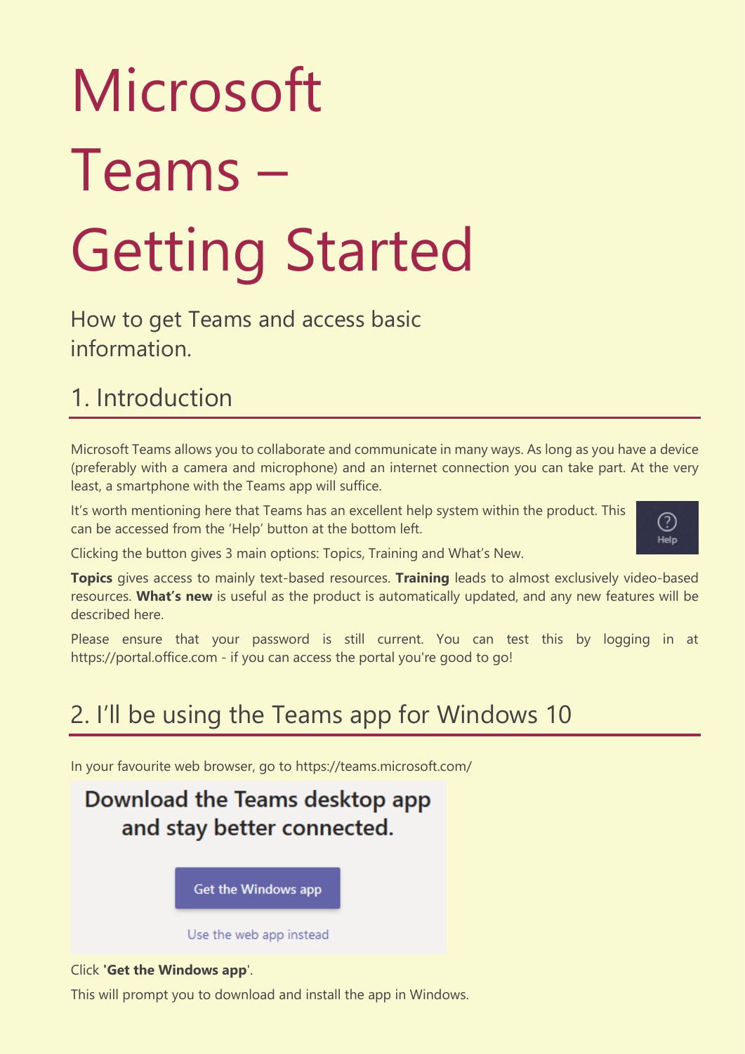# Microsoft Teams – Getting Started

How to get Teams and access basic information.

## 1. Introduction

Microsoft Teams allows you to collaborate and communicate in many ways. As long as you have a device (preferably with a camera and microphone) and an internet connection you can take part. At the very least, a smartphone with the Teams app will suffice.

It's worth mentioning here that Teams has an excellent help system within the product. This can be accessed from the 'Help' button at the bottom left.

Clicking the button gives 3 main options: Topics, Training and What's New.

**Topics** gives access to mainly text-based resources. **Training** leads to almost exclusively video-based resources. **What's new** is useful as the product is automatically updated, and any new features will be described here.

Please ensure that your password is still current. You can test this by logging in at https://portal.office.com - if you can access the portal you're good to go!

## 2. I'll be using the Teams app for Windows 10

In your favourite web browser, go to https://teams.microsoft.com/

Click **'Get the Windows app'**.

This will prompt you to download and install the app in Windows.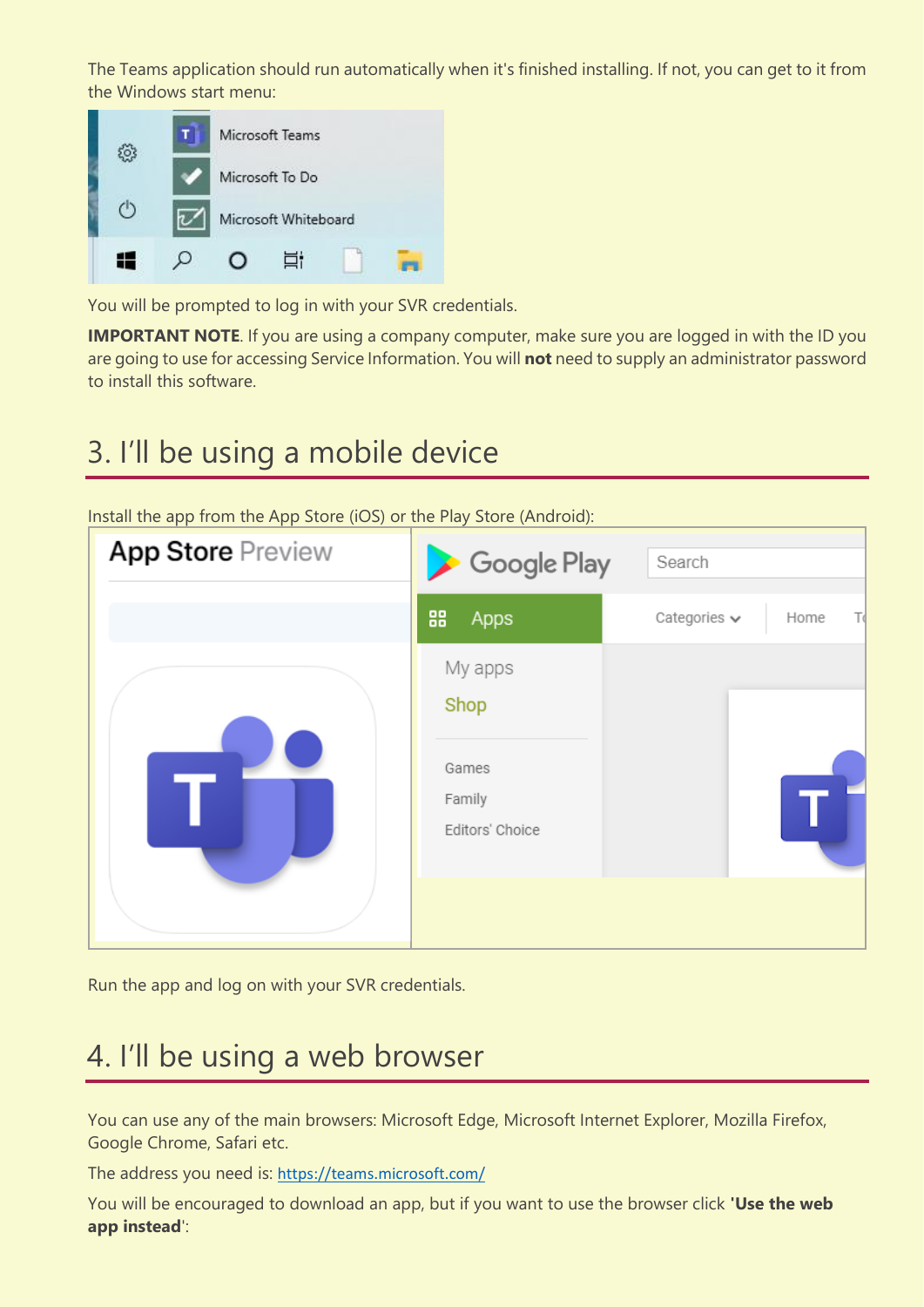The Teams application should run automatically when it's finished installing. If not, you can get to it from the Windows start menu:

You will be prompted to log in with your SVR credentials.

**IMPORTANT NOTE**. If you are using a company computer, make sure you are logged in with the ID you are going to use for accessing Service Information. You will **not** need to supply an administrator password to install this software.

## 3. I'll be using a mobile device

Install the app from the App Store (iOS) or the Play Store (Android):

Run the app and log on with your SVR credentials.

## 4. I'll be using a web browser

You can use any of the main browsers: Microsoft Edge, Microsoft Internet Explorer, Mozilla Firefox, Google Chrome, Safari etc.

The address you need is: https://teams.microsoft.com/

You will be encouraged to download an app, but if you want to use the browser click **'Use the web app instead'**: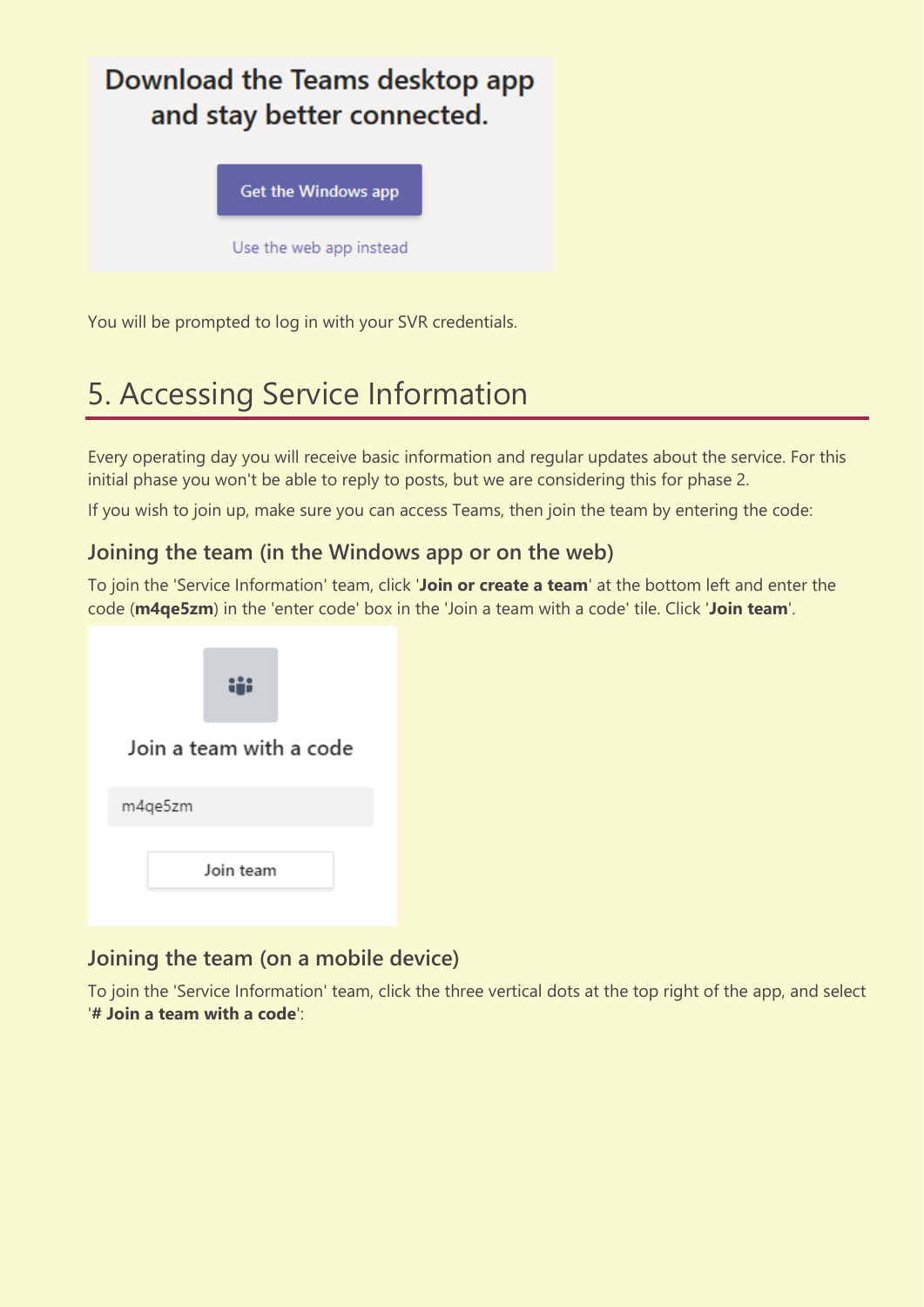Download the Teams desktop app and stay better connected.

Get the Windows app

Use the web app instead

You will be prompted to log in with your SVR credentials.

# 5. Accessing Service Information

Every operating day you will receive basic information and regular updates about the service. For this initial phase you won't be able to reply to posts, but we are considering this for phase 2.

If you wish to join up, make sure you can access Teams, then join the team by entering the code:

## Joining the team (in the Windows app or on the web)

To join the 'Service Information' team, click '**Join or create a team**' at the bottom left and enter the code (**m4qe5zm**) in the 'enter code' box in the 'Join a team with a code' tile. Click '**Join team**'.

Join a team with a code

m4qe5zm

Join team

## Joining the team (on a mobile device)

To join the 'Service Information' team, click the three vertical dots at the top right of the app, and select '**# Join a team with a code**':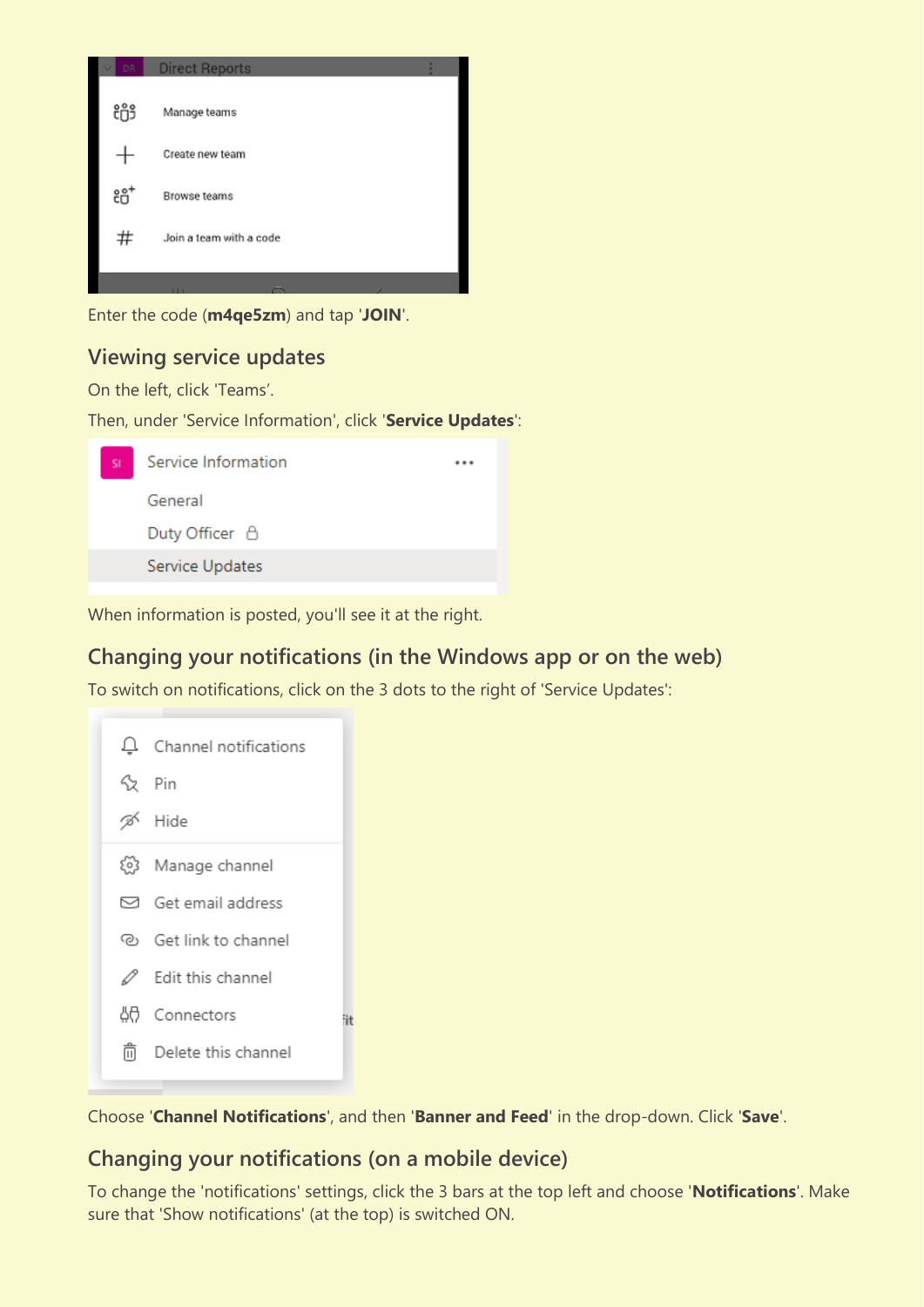Enter the code (**m4qe5zm**) and tap '**JOIN**'.

## Viewing service updates

On the left, click 'Teams'.

Then, under 'Service Information', click '**Service Updates**':

When information is posted, you'll see it at the right.

## Changing your notifications (in the Windows app or on the web)

To switch on notifications, click on the 3 dots to the right of 'Service Updates':

Choose '**Channel Notifications**', and then '**Banner and Feed**' in the drop-down. Click '**Save**'.

## Changing your notifications (on a mobile device)

To change the 'notifications' settings, click the 3 bars at the top left and choose '**Notifications**'. Make sure that 'Show notifications' (at the top) is switched ON.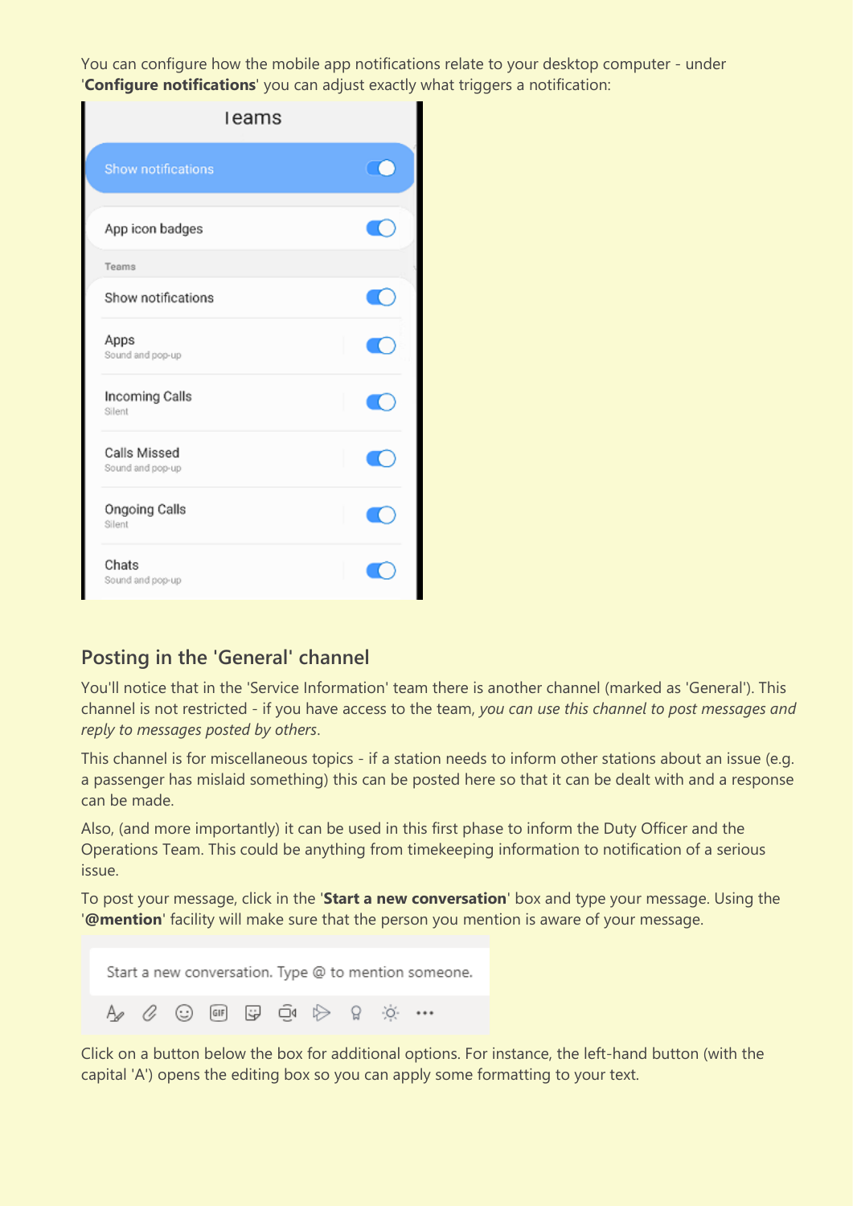You can configure how the mobile app notifications relate to your desktop computer - under '**Configure notifications**' you can adjust exactly what triggers a notification:

## Posting in the 'General' channel

You'll notice that in the 'Service Information' team there is another channel (marked as 'General'). This channel is not restricted - if you have access to the team, *you can use this channel to post messages and reply to messages posted by others*.

This channel is for miscellaneous topics - if a station needs to inform other stations about an issue (e.g. a passenger has mislaid something) this can be posted here so that it can be dealt with and a response can be made.

Also, (and more importantly) it can be used in this first phase to inform the Duty Officer and the Operations Team. This could be anything from timekeeping information to notification of a serious issue.

To post your message, click in the '**Start a new conversation**' box and type your message. Using the '**@mention**' facility will make sure that the person you mention is aware of your message.

Click on a button below the box for additional options. For instance, the left-hand button (with the capital 'A') opens the editing box so you can apply some formatting to your text.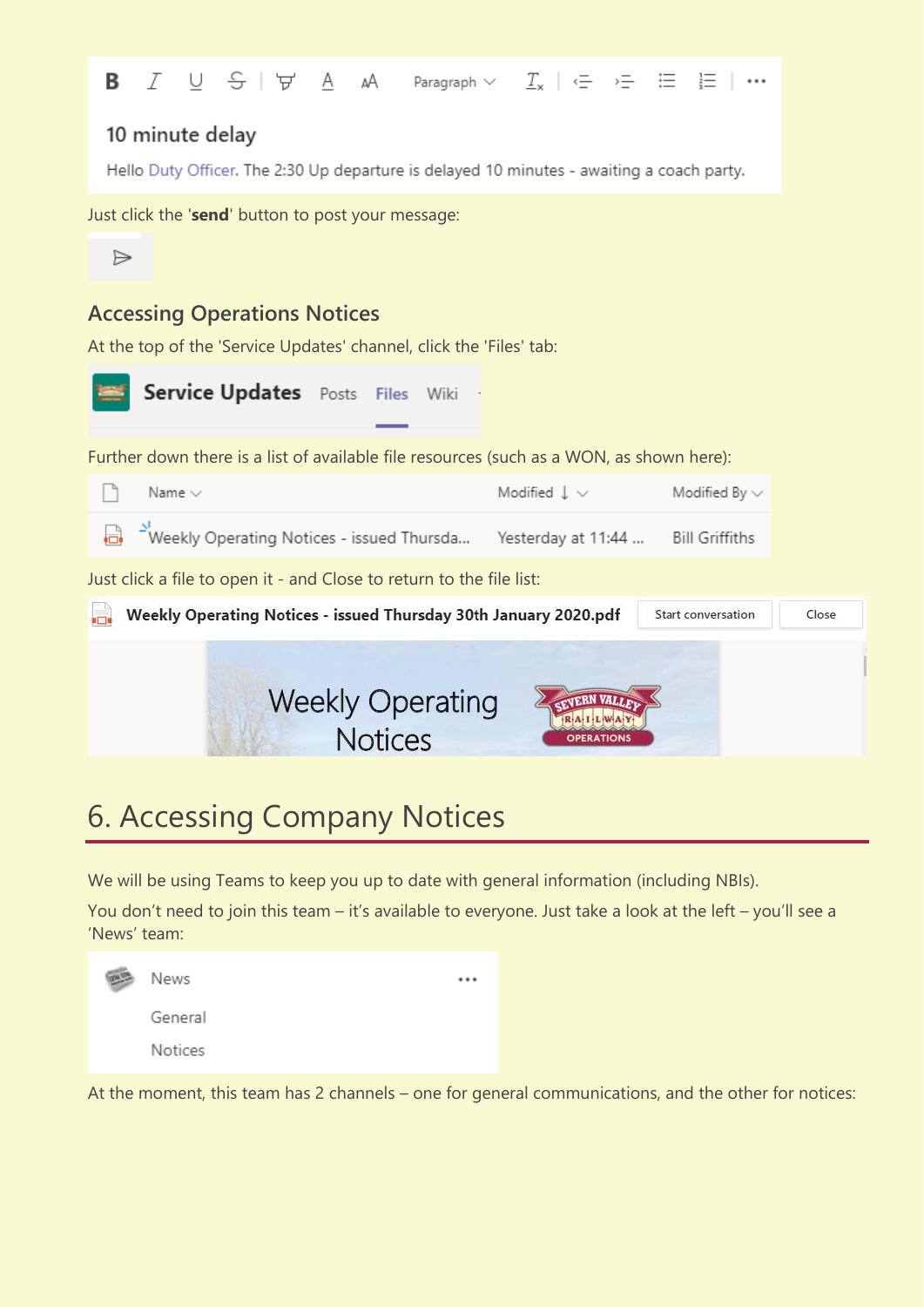10 minute delay

Hello Duty Officer. The 2:30 Up departure is delayed 10 minutes - awaiting a coach party.

Just click the '**send**' button to post your message:

### Accessing Operations Notices

At the top of the 'Service Updates' channel, click the 'Files' tab:

Service Updates Posts Files Wiki

Further down there is a list of available file resources (such as a WON, as shown here):

| Name | Modified | Modified By |
| --- | --- | --- |
| Weekly Operating Notices - issued Thursda... | Yesterday at 11:44 ... | Bill Griffiths |

Just click a file to open it - and Close to return to the file list:

**Weekly Operating Notices - issued Thursday 30th January 2020.pdf** Start conversation Close

Weekly Operating Notices

## 6. Accessing Company Notices

We will be using Teams to keep you up to date with general information (including NBIs).

You don't need to join this team – it's available to everyone. Just take a look at the left – you'll see a 'News' team:

News
- General
- Notices

At the moment, this team has 2 channels – one for general communications, and the other for notices: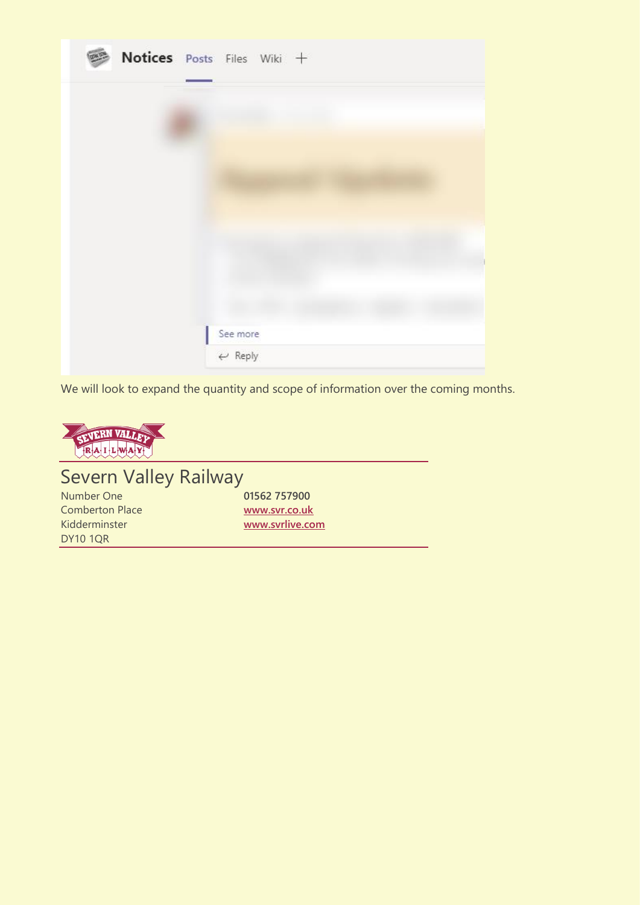Notices Posts Files Wiki +

See more

Reply

We will look to expand the quantity and scope of information over the coming months.

Severn Valley Railway

Number One
Comberton Place
Kidderminster
DY10 1QR

**01562 757900**
**www.svr.co.uk**
**www.svrlive.com**